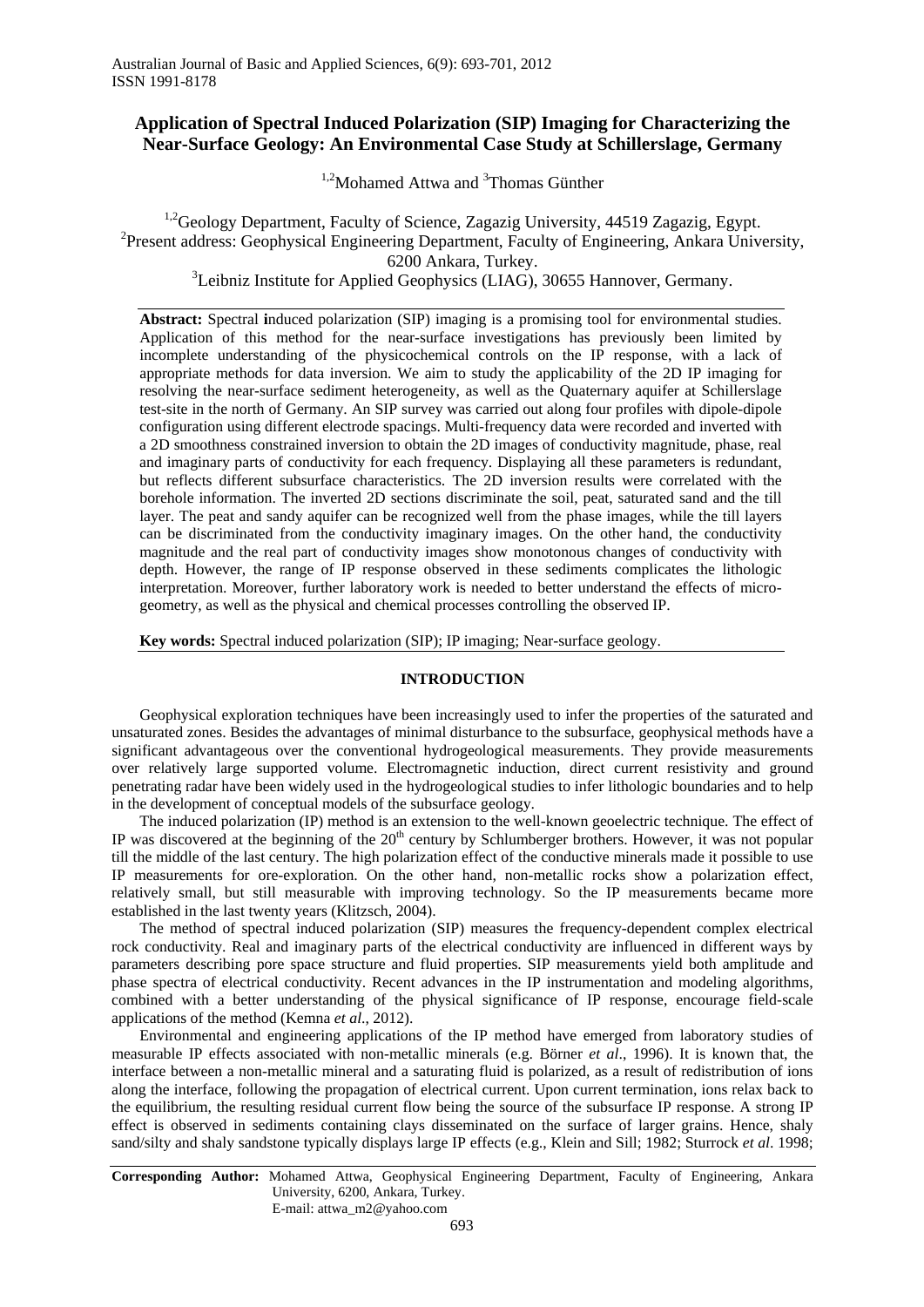# Application of Spectral Induced Polarization (SIP) Imaging for Characterizing the Near-Surface Geology: An Environmental Case Study at Schillerslage, Germany

[1,2]Mohamed Attwa and [3]Thomas Günther

[1,2]Geology Department, Faculty of Science, Zagazig University, 44519 Zagazig, Egypt.
[2]Present address: Geophysical Engineering Department, Faculty of Engineering, Ankara University, 6200 Ankara, Turkey.
[3]Leibniz Institute for Applied Geophysics (LIAG), 30655 Hannover, Germany.

**Abstract:** Spectral **i**nduced polarization (SIP) imaging is a promising tool for environmental studies. Application of this method for the near-surface investigations has previously been limited by incomplete understanding of the physicochemical controls on the IP response, with a lack of appropriate methods for data inversion. We aim to study the applicability of the 2D IP imaging for resolving the near-surface sediment heterogeneity, as well as the Quaternary aquifer at Schillerslage test-site in the north of Germany. An SIP survey was carried out along four profiles with dipole-dipole configuration using different electrode spacings. Multi-frequency data were recorded and inverted with a 2D smoothness constrained inversion to obtain the 2D images of conductivity magnitude, phase, real and imaginary parts of conductivity for each frequency. Displaying all these parameters is redundant, but reflects different subsurface characteristics. The 2D inversion results were correlated with the borehole information. The inverted 2D sections discriminate the soil, peat, saturated sand and the till layer. The peat and sandy aquifer can be recognized well from the phase images, while the till layers can be discriminated from the conductivity imaginary images. On the other hand, the conductivity magnitude and the real part of conductivity images show monotonous changes of conductivity with depth. However, the range of IP response observed in these sediments complicates the lithologic interpretation. Moreover, further laboratory work is needed to better understand the effects of micro-geometry, as well as the physical and chemical processes controlling the observed IP.

**Key words:** Spectral induced polarization (SIP); IP imaging; Near-surface geology.

## INTRODUCTION

Geophysical exploration techniques have been increasingly used to infer the properties of the saturated and unsaturated zones. Besides the advantages of minimal disturbance to the subsurface, geophysical methods have a significant advantageous over the conventional hydrogeological measurements. They provide measurements over relatively large supported volume. Electromagnetic induction, direct current resistivity and ground penetrating radar have been widely used in the hydrogeological studies to infer lithologic boundaries and to help in the development of conceptual models of the subsurface geology.

The induced polarization (IP) method is an extension to the well-known geoelectric technique. The effect of IP was discovered at the beginning of the 20th century by Schlumberger brothers. However, it was not popular till the middle of the last century. The high polarization effect of the conductive minerals made it possible to use IP measurements for ore-exploration. On the other hand, non-metallic rocks show a polarization effect, relatively small, but still measurable with improving technology. So the IP measurements became more established in the last twenty years (Klitzsch, 2004).

The method of spectral induced polarization (SIP) measures the frequency-dependent complex electrical rock conductivity. Real and imaginary parts of the electrical conductivity are influenced in different ways by parameters describing pore space structure and fluid properties. SIP measurements yield both amplitude and phase spectra of electrical conductivity. Recent advances in the IP instrumentation and modeling algorithms, combined with a better understanding of the physical significance of IP response, encourage field-scale applications of the method (Kemna *et al*., 2012).

Environmental and engineering applications of the IP method have emerged from laboratory studies of measurable IP effects associated with non-metallic minerals (e.g. Börner *et al*., 1996). It is known that, the interface between a non-metallic mineral and a saturating fluid is polarized, as a result of redistribution of ions along the interface, following the propagation of electrical current. Upon current termination, ions relax back to the equilibrium, the resulting residual current flow being the source of the subsurface IP response. A strong IP effect is observed in sediments containing clays disseminated on the surface of larger grains. Hence, shaly sand/silty and shaly sandstone typically displays large IP effects (e.g., Klein and Sill; 1982; Sturrock *et al*. 1998;

**Corresponding Author:** Mohamed Attwa, Geophysical Engineering Department, Faculty of Engineering, Ankara University, 6200, Ankara, Turkey.
E-mail: attwa_m2@yahoo.com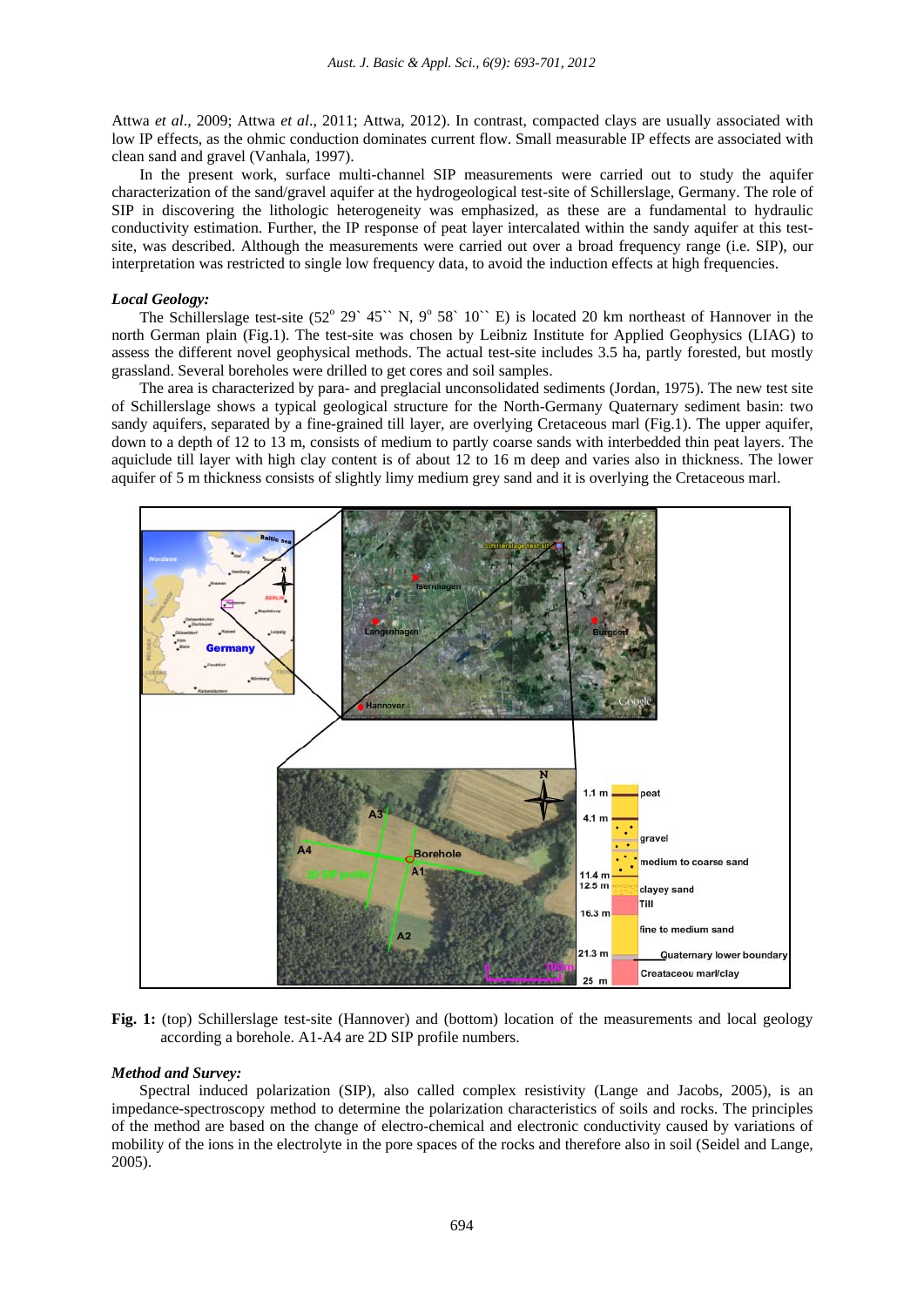Attwa *et al*., 2009; Attwa *et al*., 2011; Attwa, 2012). In contrast, compacted clays are usually associated with low IP effects, as the ohmic conduction dominates current flow. Small measurable IP effects are associated with clean sand and gravel (Vanhala, 1997).

In the present work, surface multi-channel SIP measurements were carried out to study the aquifer characterization of the sand/gravel aquifer at the hydrogeological test-site of Schillerslage, Germany. The role of SIP in discovering the lithologic heterogeneity was emphasized, as these are a fundamental to hydraulic conductivity estimation. Further, the IP response of peat layer intercalated within the sandy aquifer at this test-site, was described. Although the measurements were carried out over a broad frequency range (i.e. SIP), our interpretation was restricted to single low frequency data, to avoid the induction effects at high frequencies.

### *Local Geology:*

The Schillerslage test-site (52° 29\` 45\`\` N, 9° 58\` 10\`\` E) is located 20 km northeast of Hannover in the north German plain (Fig.1). The test-site was chosen by Leibniz Institute for Applied Geophysics (LIAG) to assess the different novel geophysical methods. The actual test-site includes 3.5 ha, partly forested, but mostly grassland. Several boreholes were drilled to get cores and soil samples.

The area is characterized by para- and preglacial unconsolidated sediments (Jordan, 1975). The new test site of Schillerslage shows a typical geological structure for the North-Germany Quaternary sediment basin: two sandy aquifers, separated by a fine-grained till layer, are overlying Cretaceous marl (Fig.1). The upper aquifer, down to a depth of 12 to 13 m, consists of medium to partly coarse sands with interbedded thin peat layers. The aquiclude till layer with high clay content is of about 12 to 16 m deep and varies also in thickness. The lower aquifer of 5 m thickness consists of slightly limy medium grey sand and it is overlying the Cretaceous marl.

**Fig. 1:** (top) Schillerslage test-site (Hannover) and (bottom) location of the measurements and local geology according a borehole. A1-A4 are 2D SIP profile numbers.

### *Method and Survey:*

Spectral induced polarization (SIP), also called complex resistivity (Lange and Jacobs, 2005), is an impedance-spectroscopy method to determine the polarization characteristics of soils and rocks. The principles of the method are based on the change of electro-chemical and electronic conductivity caused by variations of mobility of the ions in the electrolyte in the pore spaces of the rocks and therefore also in soil (Seidel and Lange, 2005).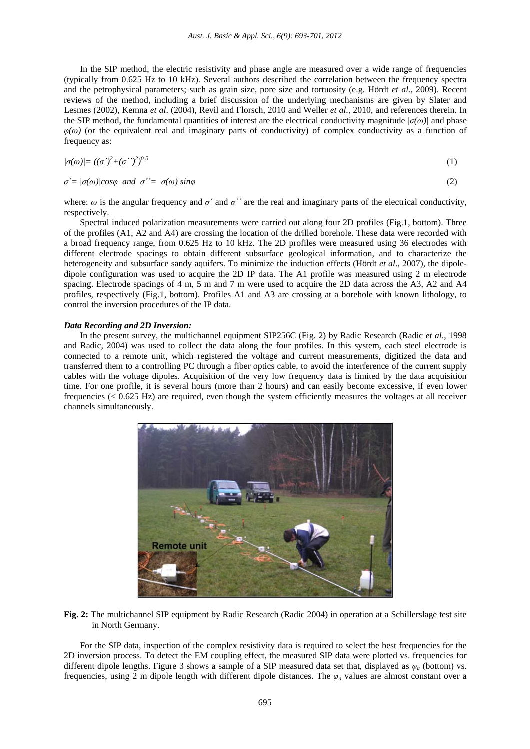In the SIP method, the electric resistivity and phase angle are measured over a wide range of frequencies (typically from 0.625 Hz to 10 kHz). Several authors described the correlation between the frequency spectra and the petrophysical parameters; such as grain size, pore size and tortuosity (e.g. Hördt *et al*., 2009). Recent reviews of the method, including a brief discussion of the underlying mechanisms are given by Slater and Lesmes (2002), Kemna *et al*. (2004), Revil and Florsch, 2010 and Weller *et al*., 2010, and references therein. In the SIP method, the fundamental quantities of interest are the electrical conductivity magnitude $|\sigma(\omega)|$ and phase $\varphi(\omega)$ (or the equivalent real and imaginary parts of conductivity) of complex conductivity as a function of frequency as:

$$|\sigma(\omega)| = ((\sigma')^2 + (\sigma'')^2)^{0.5} \qquad (1)$$

$$\sigma' = |\sigma(\omega)|\cos\varphi \quad and \quad \sigma'' = |\sigma(\omega)|\sin\varphi \qquad (2)$$

where: $\omega$ is the angular frequency and $\sigma'$ and $\sigma''$ are the real and imaginary parts of the electrical conductivity, respectively.

Spectral induced polarization measurements were carried out along four 2D profiles (Fig.1, bottom). Three of the profiles (A1, A2 and A4) are crossing the location of the drilled borehole. These data were recorded with a broad frequency range, from 0.625 Hz to 10 kHz. The 2D profiles were measured using 36 electrodes with different electrode spacings to obtain different subsurface geological information, and to characterize the heterogeneity and subsurface sandy aquifers. To minimize the induction effects (Hördt *et al*., 2007), the dipole-dipole configuration was used to acquire the 2D IP data. The A1 profile was measured using 2 m electrode spacing. Electrode spacings of 4 m, 5 m and 7 m were used to acquire the 2D data across the A3, A2 and A4 profiles, respectively (Fig.1, bottom). Profiles A1 and A3 are crossing at a borehole with known lithology, to control the inversion procedures of the IP data.

***Data Recording and 2D Inversion:***

In the present survey, the multichannel equipment SIP256C (Fig. 2) by Radic Research (Radic *et al*., 1998 and Radic, 2004) was used to collect the data along the four profiles. In this system, each steel electrode is connected to a remote unit, which registered the voltage and current measurements, digitized the data and transferred them to a controlling PC through a fiber optics cable, to avoid the interference of the current supply cables with the voltage dipoles. Acquisition of the very low frequency data is limited by the data acquisition time. For one profile, it is several hours (more than 2 hours) and can easily become excessive, if even lower frequencies (< 0.625 Hz) are required, even though the system efficiently measures the voltages at all receiver channels simultaneously.

**Fig. 2:** The multichannel SIP equipment by Radic Research (Radic 2004) in operation at a Schillerslage test site in North Germany.

For the SIP data, inspection of the complex resistivity data is required to select the best frequencies for the 2D inversion process. To detect the EM coupling effect, the measured SIP data were plotted vs. frequencies for different dipole lengths. Figure 3 shows a sample of a SIP measured data set that, displayed as $\varphi_a$ (bottom) vs. frequencies, using 2 m dipole length with different dipole distances. The $\varphi_a$ values are almost constant over a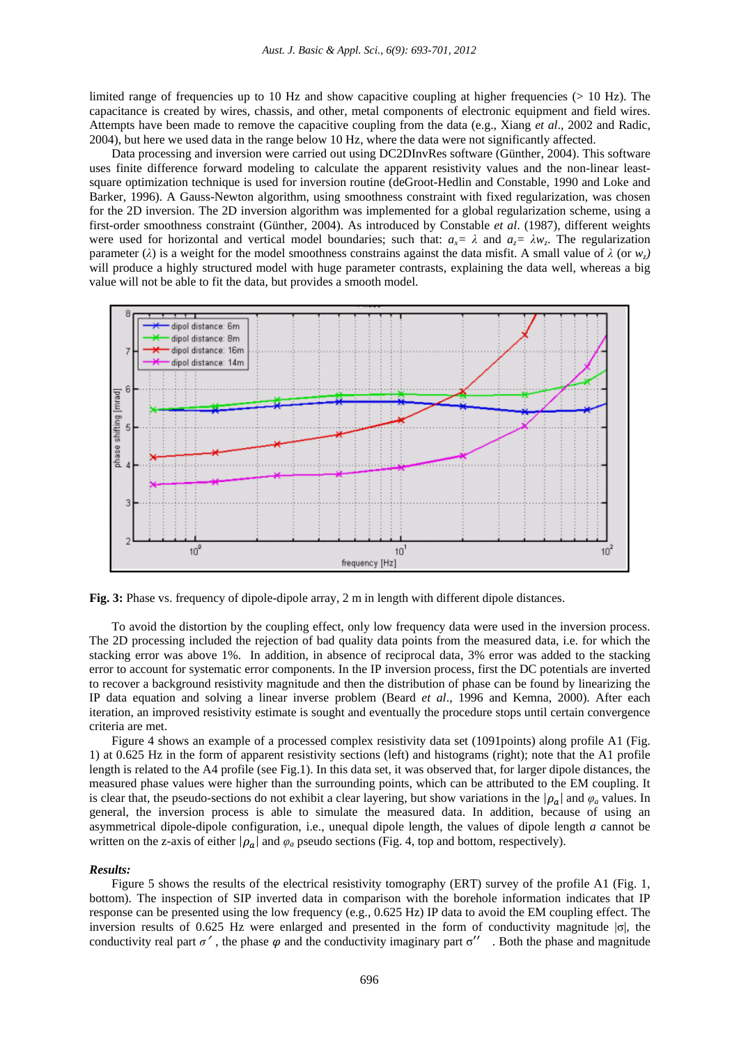limited range of frequencies up to 10 Hz and show capacitive coupling at higher frequencies (> 10 Hz). The capacitance is created by wires, chassis, and other, metal components of electronic equipment and field wires. Attempts have been made to remove the capacitive coupling from the data (e.g., Xiang *et al*., 2002 and Radic, 2004), but here we used data in the range below 10 Hz, where the data were not significantly affected.

Data processing and inversion were carried out using DC2DInvRes software (Günther, 2004). This software uses finite difference forward modeling to calculate the apparent resistivity values and the non-linear least-square optimization technique is used for inversion routine (deGroot-Hedlin and Constable, 1990 and Loke and Barker, 1996). A Gauss-Newton algorithm, using smoothness constraint with fixed regularization, was chosen for the 2D inversion. The 2D inversion algorithm was implemented for a global regularization scheme, using a first-order smoothness constraint (Günther, 2004). As introduced by Constable *et al*. (1987), different weights were used for horizontal and vertical model boundaries; such that: $a_x = \lambda$ and $a_z = \lambda w_z$. The regularization parameter ($\lambda$) is a weight for the model smoothness constrains against the data misfit. A small value of $\lambda$ (or $w_z$) will produce a highly structured model with huge parameter contrasts, explaining the data well, whereas a big value will not be able to fit the data, but provides a smooth model.

**Fig. 3:** Phase vs. frequency of dipole-dipole array, 2 m in length with different dipole distances.

To avoid the distortion by the coupling effect, only low frequency data were used in the inversion process. The 2D processing included the rejection of bad quality data points from the measured data, i.e. for which the stacking error was above 1%. In addition, in absence of reciprocal data, 3% error was added to the stacking error to account for systematic error components. In the IP inversion process, first the DC potentials are inverted to recover a background resistivity magnitude and then the distribution of phase can be found by linearizing the IP data equation and solving a linear inverse problem (Beard *et al*., 1996 and Kemna, 2000). After each iteration, an improved resistivity estimate is sought and eventually the procedure stops until certain convergence criteria are met.

Figure 4 shows an example of a processed complex resistivity data set (1091points) along profile A1 (Fig. 1) at 0.625 Hz in the form of apparent resistivity sections (left) and histograms (right); note that the A1 profile length is related to the A4 profile (see Fig.1). In this data set, it was observed that, for larger dipole distances, the measured phase values were higher than the surrounding points, which can be attributed to the EM coupling. It is clear that, the pseudo-sections do not exhibit a clear layering, but show variations in the $|\rho_a|$ and $\varphi_a$ values. In general, the inversion process is able to simulate the measured data. In addition, because of using an asymmetrical dipole-dipole configuration, i.e., unequal dipole length, the values of dipole length *a* cannot be written on the z-axis of either $|\rho_a|$ and $\varphi_a$ pseudo sections (Fig. 4, top and bottom, respectively).

***Results:***

Figure 5 shows the results of the electrical resistivity tomography (ERT) survey of the profile A1 (Fig. 1, bottom). The inspection of SIP inverted data in comparison with the borehole information indicates that IP response can be presented using the low frequency (e.g., 0.625 Hz) IP data to avoid the EM coupling effect. The inversion results of 0.625 Hz were enlarged and presented in the form of conductivity magnitude $|\sigma|$, the conductivity real part $\sigma'$, the phase $\varphi$ and the conductivity imaginary part $\sigma''$. Both the phase and magnitude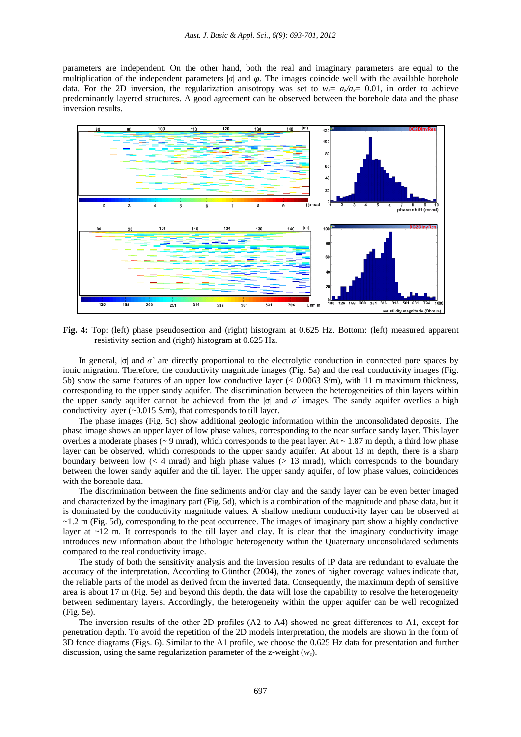parameters are independent. On the other hand, both the real and imaginary parameters are equal to the multiplication of the independent parameters $|\sigma|$ and $\varphi$. The images coincide well with the available borehole data. For the 2D inversion, the regularization anisotropy was set to $w_z= a_z/a_x= 0.01$, in order to achieve predominantly layered structures. A good agreement can be observed between the borehole data and the phase inversion results.

**Fig. 4:** Top: (left) phase pseudosection and (right) histogram at 0.625 Hz. Bottom: (left) measured apparent resistivity section and (right) histogram at 0.625 Hz.

In general, $|\sigma|$ and $\sigma'$ are directly proportional to the electrolytic conduction in connected pore spaces by ionic migration. Therefore, the conductivity magnitude images (Fig. 5a) and the real conductivity images (Fig. 5b) show the same features of an upper low conductive layer (< 0.0063 S/m), with 11 m maximum thickness, corresponding to the upper sandy aquifer. The discrimination between the heterogeneities of thin layers within the upper sandy aquifer cannot be achieved from the $|\sigma|$ and $\sigma'$ images. The sandy aquifer overlies a high conductivity layer (~0.015 S/m), that corresponds to till layer.

The phase images (Fig. 5c) show additional geologic information within the unconsolidated deposits. The phase image shows an upper layer of low phase values, corresponding to the near surface sandy layer. This layer overlies a moderate phases (~ 9 mrad), which corresponds to the peat layer. At ~ 1.87 m depth, a third low phase layer can be observed, which corresponds to the upper sandy aquifer. At about 13 m depth, there is a sharp boundary between low (< 4 mrad) and high phase values (> 13 mrad), which corresponds to the boundary between the lower sandy aquifer and the till layer. The upper sandy aquifer, of low phase values, coincidences with the borehole data.

The discrimination between the fine sediments and/or clay and the sandy layer can be even better imaged and characterized by the imaginary part (Fig. 5d), which is a combination of the magnitude and phase data, but it is dominated by the conductivity magnitude values. A shallow medium conductivity layer can be observed at ~1.2 m (Fig. 5d), corresponding to the peat occurrence. The images of imaginary part show a highly conductive layer at ~12 m. It corresponds to the till layer and clay. It is clear that the imaginary conductivity image introduces new information about the lithologic heterogeneity within the Quaternary unconsolidated sediments compared to the real conductivity image.

The study of both the sensitivity analysis and the inversion results of IP data are redundant to evaluate the accuracy of the interpretation. According to Günther (2004), the zones of higher coverage values indicate that, the reliable parts of the model as derived from the inverted data. Consequently, the maximum depth of sensitive area is about 17 m (Fig. 5e) and beyond this depth, the data will lose the capability to resolve the heterogeneity between sedimentary layers. Accordingly, the heterogeneity within the upper aquifer can be well recognized (Fig. 5e).

The inversion results of the other 2D profiles (A2 to A4) showed no great differences to A1, except for penetration depth. To avoid the repetition of the 2D models interpretation, the models are shown in the form of 3D fence diagrams (Figs. 6). Similar to the A1 profile, we choose the 0.625 Hz data for presentation and further discussion, using the same regularization parameter of the z-weight ($w_z$).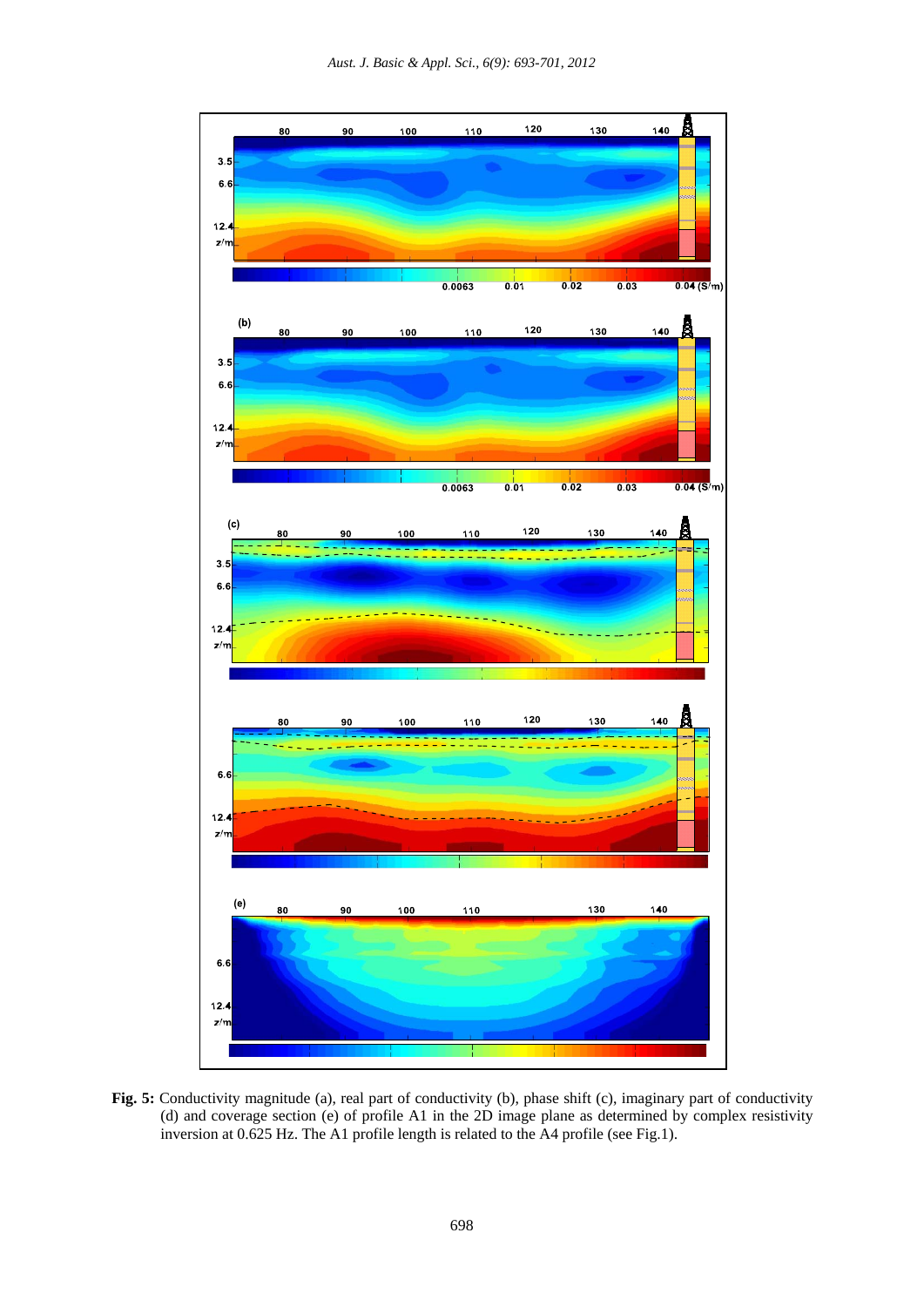**Fig. 5:** Conductivity magnitude (a), real part of conductivity (b), phase shift (c), imaginary part of conductivity (d) and coverage section (e) of profile A1 in the 2D image plane as determined by complex resistivity inversion at 0.625 Hz. The A1 profile length is related to the A4 profile (see Fig.1).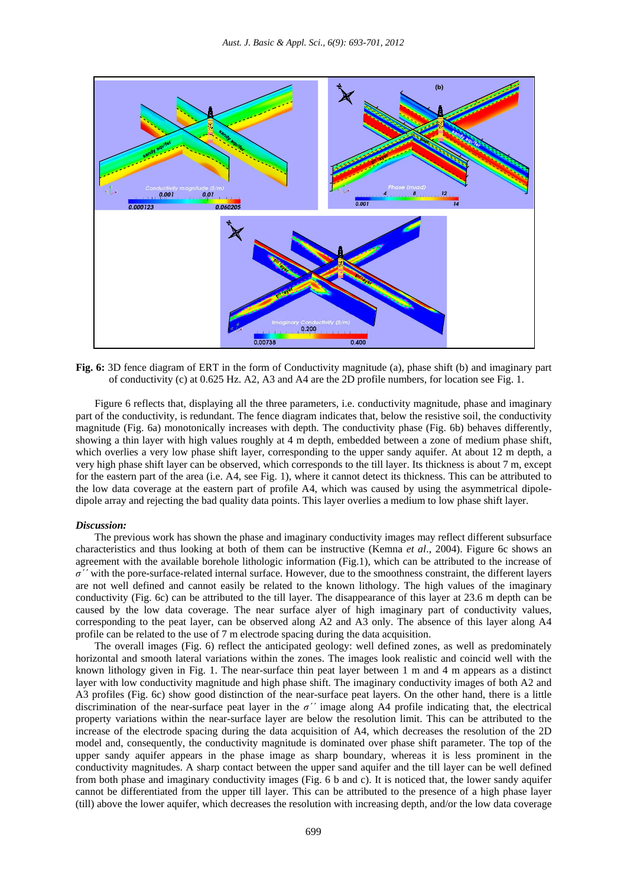**Fig. 6:** 3D fence diagram of ERT in the form of Conductivity magnitude (a), phase shift (b) and imaginary part of conductivity (c) at 0.625 Hz. A2, A3 and A4 are the 2D profile numbers, for location see Fig. 1.

Figure 6 reflects that, displaying all the three parameters, i.e. conductivity magnitude, phase and imaginary part of the conductivity, is redundant. The fence diagram indicates that, below the resistive soil, the conductivity magnitude (Fig. 6a) monotonically increases with depth. The conductivity phase (Fig. 6b) behaves differently, showing a thin layer with high values roughly at 4 m depth, embedded between a zone of medium phase shift, which overlies a very low phase shift layer, corresponding to the upper sandy aquifer. At about 12 m depth, a very high phase shift can be observed, which corresponds to the till layer. Its thickness is about 7 m, except for the eastern part of the area (i.e. A4, see Fig. 1), where it cannot detect its thickness. This can be attributed to the low data coverage at the eastern part of profile A4, which was caused by using the asymmetrical dipole-dipole array and rejecting the bad quality data points. This layer overlies a medium to low phase shift layer.

### *Discussion:*

The previous work has shown the phase and imaginary conductivity images may reflect different subsurface characteristics and thus looking at both of them can be instructive (Kemna *et al*., 2004). Figure 6c shows an agreement with the available borehole lithologic information (Fig.1), which can be attributed to the increase of $\sigma''$ with the pore-surface-related internal surface. However, due to the smoothness constraint, the different layers are not well defined and cannot easily be related to the known lithology. The high values of the imaginary conductivity (Fig. 6c) can be attributed to the till layer. The disappearance of this layer at 23.6 m depth can be caused by the low data coverage. The near surface alyer of high imaginary part of conductivity values, corresponding to the peat layer, can be observed along A2 and A3 only. The absence of this layer along A4 profile can be related to the use of 7 m electrode spacing during the data acquisition.

The overall images (Fig. 6) reflect the anticipated geology: well defined zones, as well as predominately horizontal and smooth lateral variations within the zones. The images look realistic and coincid well with the known lithology given in Fig. 1. The near-surface thin peat layer between 1 m and 4 m appears as a distinct layer with low conductivity magnitude and high phase shift. The imaginary conductivity images of both A2 and A3 profiles (Fig. 6c) show good distinction of the near-surface peat layers. On the other hand, there is a little discrimination of the near-surface peat layer in the $\sigma''$ image along A4 profile indicating that, the electrical property variations within the near-surface layer are below the resolution limit. This can be attributed to the increase of the electrode spacing during the data acquisition of A4, which decreases the resolution of the 2D model and, consequently, the conductivity magnitude is dominated over phase shift parameter. The top of the upper sandy aquifer appears in the phase image as sharp boundary, whereas it is less prominent in the conductivity magnitudes. A sharp contact between the upper sand aquifer and the till layer can be well defined from both phase and imaginary conductivity images (Fig. 6 b and c). It is noticed that, the lower sandy aquifer cannot be differentiated from the upper till layer. This can be attributed to the presence of a high phase layer (till) above the lower aquifer, which decreases the resolution with increasing depth, and/or the low data coverage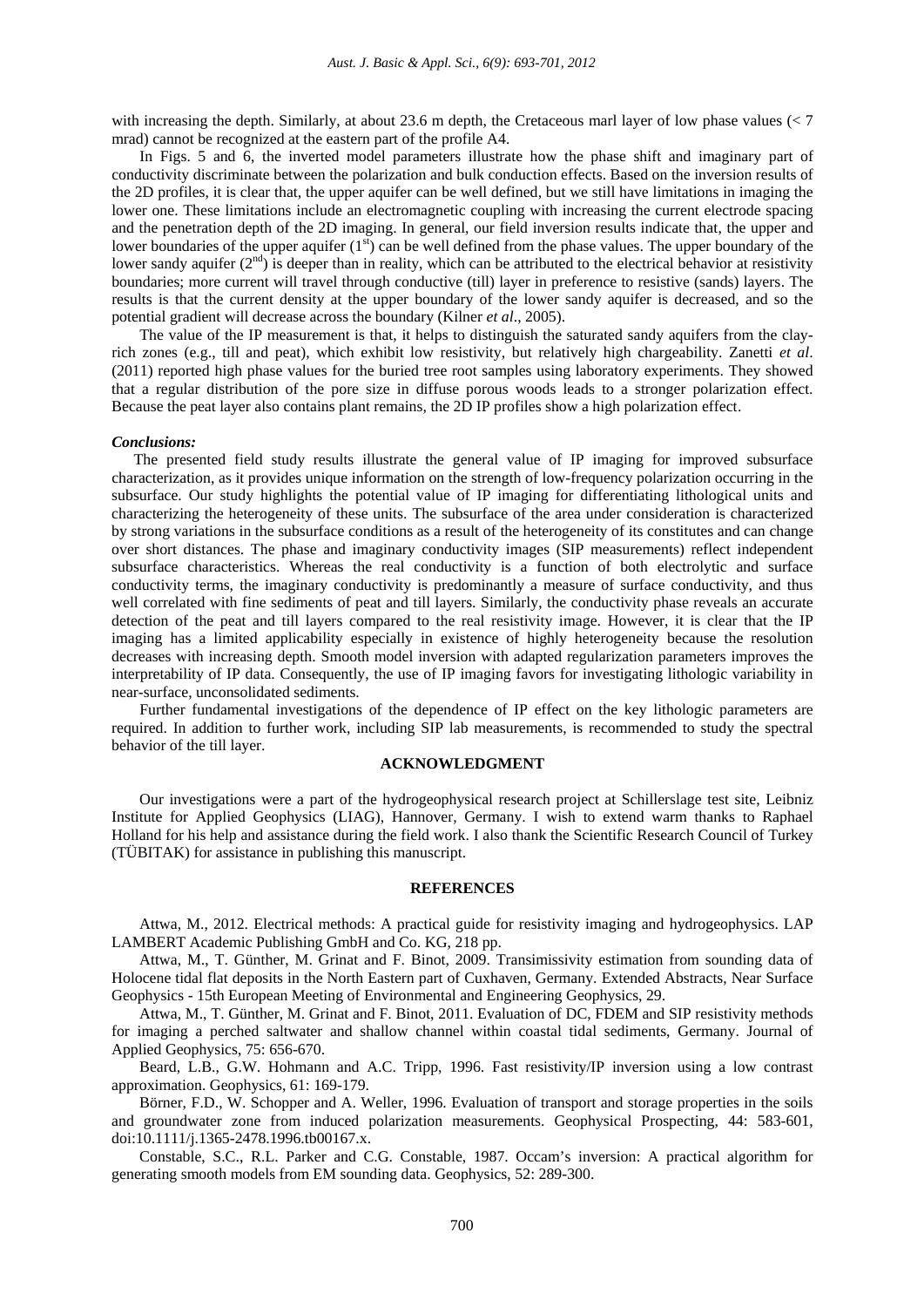with increasing the depth. Similarly, at about 23.6 m depth, the Cretaceous marl layer of low phase values (< 7 mrad) cannot be recognized at the eastern part of the profile A4.

In Figs. 5 and 6, the inverted model parameters illustrate how the phase shift and imaginary part of conductivity discriminate between the polarization and bulk conduction effects. Based on the inversion results of the 2D profiles, it is clear that, the upper aquifer can be well defined, but we still have limitations in imaging the lower one. These limitations include an electromagnetic coupling with increasing the current electrode spacing and the penetration depth of the 2D imaging. In general, our field inversion results indicate that, the upper and lower boundaries of the upper aquifer ($1^{st}$) can be well defined from the phase values. The upper boundary of the lower sandy aquifer ($2^{nd}$) is deeper than in reality, which can be attributed to the electrical behavior at resistivity boundaries; more current will travel through conductive (till) layer in preference to resistive (sands) layers. The results is that the current density at the upper boundary of the lower sandy aquifer is decreased, and so the potential gradient will decrease across the boundary (Kilner *et al*., 2005).

The value of the IP measurement is that, it helps to distinguish the saturated sandy aquifers from the clay-rich zones (e.g., till and peat), which exhibit low resistivity, but relatively high chargeability. Zanetti *et al*. (2011) reported high phase values for the buried tree root samples using laboratory experiments. They showed that a regular distribution of the pore size in diffuse porous woods leads to a stronger polarization effect. Because the peat layer also contains plant remains, the 2D IP profiles show a high polarization effect.

***Conclusions:***

The presented field study results illustrate the general value of IP imaging for improved subsurface characterization, as it provides unique information on the strength of low-frequency polarization occurring in the subsurface. Our study highlights the potential value of IP imaging for differentiating lithological units and characterizing the heterogeneity of these units. The subsurface of the area under consideration is characterized by strong variations in the subsurface conditions as a result of the heterogeneity of its constitutes and can change over short distances. The phase and imaginary conductivity images (SIP measurements) reflect independent subsurface characteristics. Whereas the real conductivity is a function of both electrolytic and surface conductivity terms, the imaginary conductivity is predominantly a measure of surface conductivity, and thus well correlated with fine sediments of peat and till layers. Similarly, the conductivity phase reveals an accurate detection of the peat and till layers compared to the real resistivity image. However, it is clear that the IP imaging has a limited applicability especially in existence of highly heterogeneity because the resolution decreases with increasing depth. Smooth model inversion with adapted regularization parameters improves the interpretability of IP data. Consequently, the use of IP imaging favors for investigating lithologic variability in near-surface, unconsolidated sediments.

Further fundamental investigations of the dependence of IP effect on the key lithologic parameters are required. In addition to further work, including SIP lab measurements, is recommended to study the spectral behavior of the till layer.

## ACKNOWLEDGMENT

Our investigations were a part of the hydrogeophysical research project at Schillerslage test site, Leibniz Institute for Applied Geophysics (LIAG), Hannover, Germany. I wish to extend warm thanks to Raphael Holland for his help and assistance during the field work. I also thank the Scientific Research Council of Turkey (TÜBITAK) for assistance in publishing this manuscript.

## REFERENCES

Attwa, M., 2012. Electrical methods: A practical guide for resistivity imaging and hydrogeophysics. LAP LAMBERT Academic Publishing GmbH and Co. KG, 218 pp.

Attwa, M., T. Günther, M. Grinat and F. Binot, 2009. Transimissivity estimation from sounding data of Holocene tidal flat deposits in the North Eastern part of Cuxhaven, Germany. Extended Abstracts, Near Surface Geophysics - 15th European Meeting of Environmental and Engineering Geophysics, 29.

Attwa, M., T. Günther, M. Grinat and F. Binot, 2011. Evaluation of DC, FDEM and SIP resistivity methods for imaging a perched saltwater and shallow channel within coastal tidal sediments, Germany. Journal of Applied Geophysics, 75: 656-670.

Beard, L.B., G.W. Hohmann and A.C. Tripp, 1996. Fast resistivity/IP inversion using a low contrast approximation. Geophysics, 61: 169-179.

Börner, F.D., W. Schopper and A. Weller, 1996. Evaluation of transport and storage properties in the soils and groundwater zone from induced polarization measurements. Geophysical Prospecting, 44: 583-601, doi:10.1111/j.1365-2478.1996.tb00167.x.

Constable, S.C., R.L. Parker and C.G. Constable, 1987. Occam's inversion: A practical algorithm for generating smooth models from EM sounding data. Geophysics, 52: 289-300.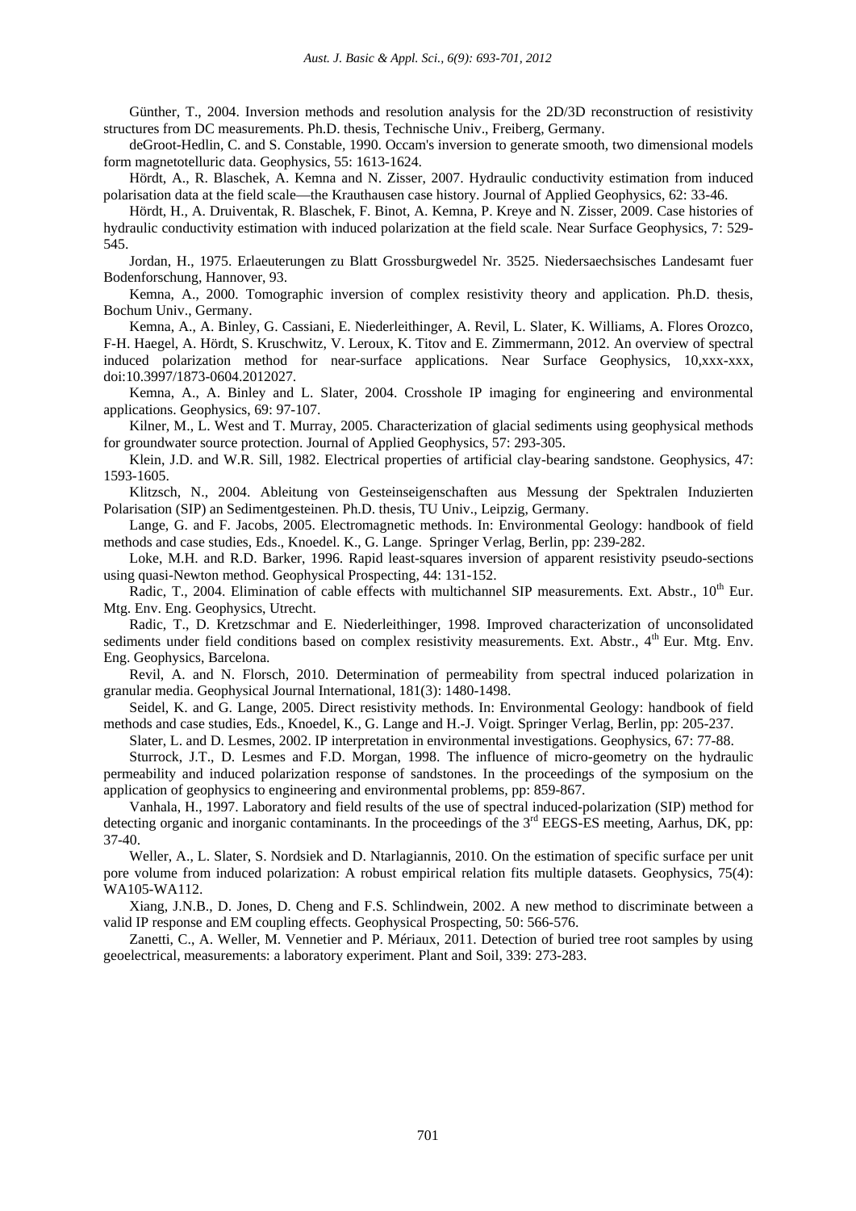Günther, T., 2004. Inversion methods and resolution analysis for the 2D/3D reconstruction of resistivity structures from DC measurements. Ph.D. thesis, Technische Univ., Freiberg, Germany.

deGroot-Hedlin, C. and S. Constable, 1990. Occam's inversion to generate smooth, two dimensional models form magnetotelluric data. Geophysics, 55: 1613-1624.

Hördt, A., R. Blaschek, A. Kemna and N. Zisser, 2007. Hydraulic conductivity estimation from induced polarisation data at the field scale—the Krauthausen case history. Journal of Applied Geophysics, 62: 33-46.

Hördt, H., A. Druiventak, R. Blaschek, F. Binot, A. Kemna, P. Kreye and N. Zisser, 2009. Case histories of hydraulic conductivity estimation with induced polarization at the field scale. Near Surface Geophysics, 7: 529-545.

Jordan, H., 1975. Erlaeuterungen zu Blatt Grossburgwedel Nr. 3525. Niedersaechsisches Landesamt fuer Bodenforschung, Hannover, 93.

Kemna, A., 2000. Tomographic inversion of complex resistivity theory and application. Ph.D. thesis, Bochum Univ., Germany.

Kemna, A., A. Binley, G. Cassiani, E. Niederleithinger, A. Revil, L. Slater, K. Williams, A. Flores Orozco, F-H. Haegel, A. Hördt, S. Kruschwitz, V. Leroux, K. Titov and E. Zimmermann, 2012. An overview of spectral induced polarization method for near-surface applications. Near Surface Geophysics, 10,xxx-xxx, doi:10.3997/1873-0604.2012027.

Kemna, A., A. Binley and L. Slater, 2004. Crosshole IP imaging for engineering and environmental applications. Geophysics, 69: 97-107.

Kilner, M., L. West and T. Murray, 2005. Characterization of glacial sediments using geophysical methods for groundwater source protection. Journal of Applied Geophysics, 57: 293-305.

Klein, J.D. and W.R. Sill, 1982. Electrical properties of artificial clay-bearing sandstone. Geophysics, 47: 1593-1605.

Klitzsch, N., 2004. Ableitung von Gesteinseigenschaften aus Messung der Spektralen Induzierten Polarisation (SIP) an Sedimentgesteinen. Ph.D. thesis, TU Univ., Leipzig, Germany.

Lange, G. and F. Jacobs, 2005. Electromagnetic methods. In: Environmental Geology: handbook of field methods and case studies, Eds., Knoedel. K., G. Lange. Springer Verlag, Berlin, pp: 239-282.

Loke, M.H. and R.D. Barker, 1996. Rapid least-squares inversion of apparent resistivity pseudo-sections using quasi-Newton method. Geophysical Prospecting, 44: 131-152.

Radic, T., 2004. Elimination of cable effects with multichannel SIP measurements. Ext. Abstr., 10th Eur. Mtg. Env. Eng. Geophysics, Utrecht.

Radic, T., D. Kretzschmar and E. Niederleithinger, 1998. Improved characterization of unconsolidated sediments under field conditions based on complex resistivity measurements. Ext. Abstr., 4th Eur. Mtg. Env. Eng. Geophysics, Barcelona.

Revil, A. and N. Florsch, 2010. Determination of permeability from spectral induced polarization in granular media. Geophysical Journal International, 181(3): 1480-1498.

Seidel, K. and G. Lange, 2005. Direct resistivity methods. In: Environmental Geology: handbook of field methods and case studies, Eds., Knoedel, K., G. Lange and H.-J. Voigt. Springer Verlag, Berlin, pp: 205-237.

Slater, L. and D. Lesmes, 2002. IP interpretation in environmental investigations. Geophysics, 67: 77-88.

Sturrock, J.T., D. Lesmes and F.D. Morgan, 1998. The influence of micro-geometry on the hydraulic permeability and induced polarization response of sandstones. In the proceedings of the symposium on the application of geophysics to engineering and environmental problems, pp: 859-867.

Vanhala, H., 1997. Laboratory and field results of the use of spectral induced-polarization (SIP) method for detecting organic and inorganic contaminants. In the proceedings of the 3rd EEGS-ES meeting, Aarhus, DK, pp: 37-40.

Weller, A., L. Slater, S. Nordsiek and D. Ntarlagiannis, 2010. On the estimation of specific surface per unit pore volume from induced polarization: A robust empirical relation fits multiple datasets. Geophysics, 75(4): WA105-WA112.

Xiang, J.N.B., D. Jones, D. Cheng and F.S. Schlindwein, 2002. A new method to discriminate between a valid IP response and EM coupling effects. Geophysical Prospecting, 50: 566-576.

Zanetti, C., A. Weller, M. Vennetier and P. Mériaux, 2011. Detection of buried tree root samples by using geoelectrical, measurements: a laboratory experiment. Plant and Soil, 339: 273-283.